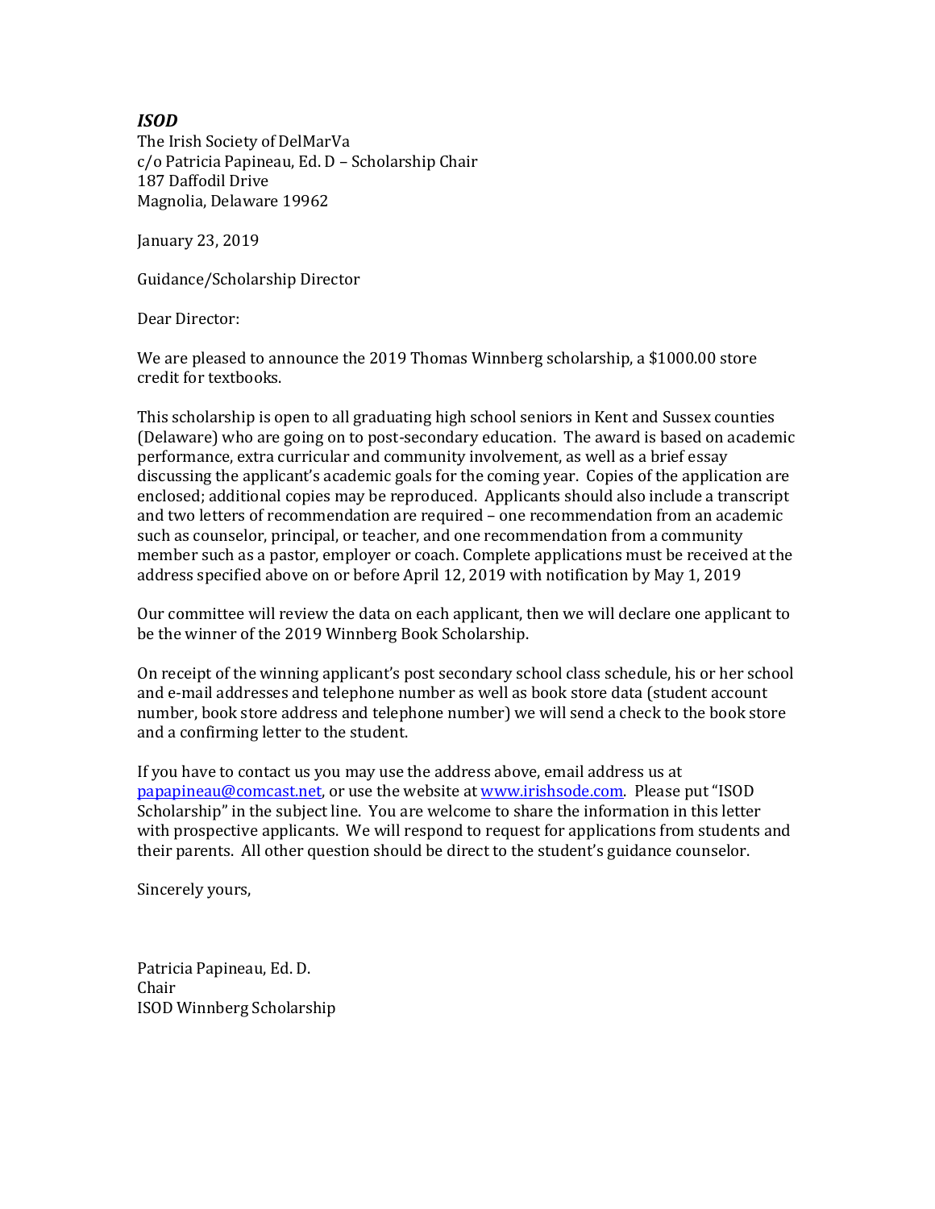***ISOD***
The Irish Society of DelMarVa
c/o Patricia Papineau, Ed. D – Scholarship Chair
187 Daffodil Drive
Magnolia, Delaware 19962

January 23, 2019

Guidance/Scholarship Director

Dear Director:

We are pleased to announce the 2019 Thomas Winnberg scholarship, a $1000.00 store credit for textbooks.

This scholarship is open to all graduating high school seniors in Kent and Sussex counties (Delaware) who are going on to post-secondary education. The award is based on academic performance, extra curricular and community involvement, as well as a brief essay discussing the applicant's academic goals for the coming year. Copies of the application are enclosed; additional copies may be reproduced. Applicants should also include a transcript and two letters of recommendation are required – one recommendation from an academic such as counselor, principal, or teacher, and one recommendation from a community member such as a pastor, employer or coach. Complete applications must be received at the address specified above on or before April 12, 2019 with notification by May 1, 2019

Our committee will review the data on each applicant, then we will declare one applicant to be the winner of the 2019 Winnberg Book Scholarship.

On receipt of the winning applicant's post secondary school class schedule, his or her school and e-mail addresses and telephone number as well as book store data (student account number, book store address and telephone number) we will send a check to the book store and a confirming letter to the student.

If you have to contact us you may use the address above, email address us at papapineau@comcast.net, or use the website at www.irishsode.com. Please put "ISOD Scholarship" in the subject line. You are welcome to share the information in this letter with prospective applicants. We will respond to request for applications from students and their parents. All other question should be direct to the student's guidance counselor.

Sincerely yours,

Patricia Papineau, Ed. D.
Chair
ISOD Winnberg Scholarship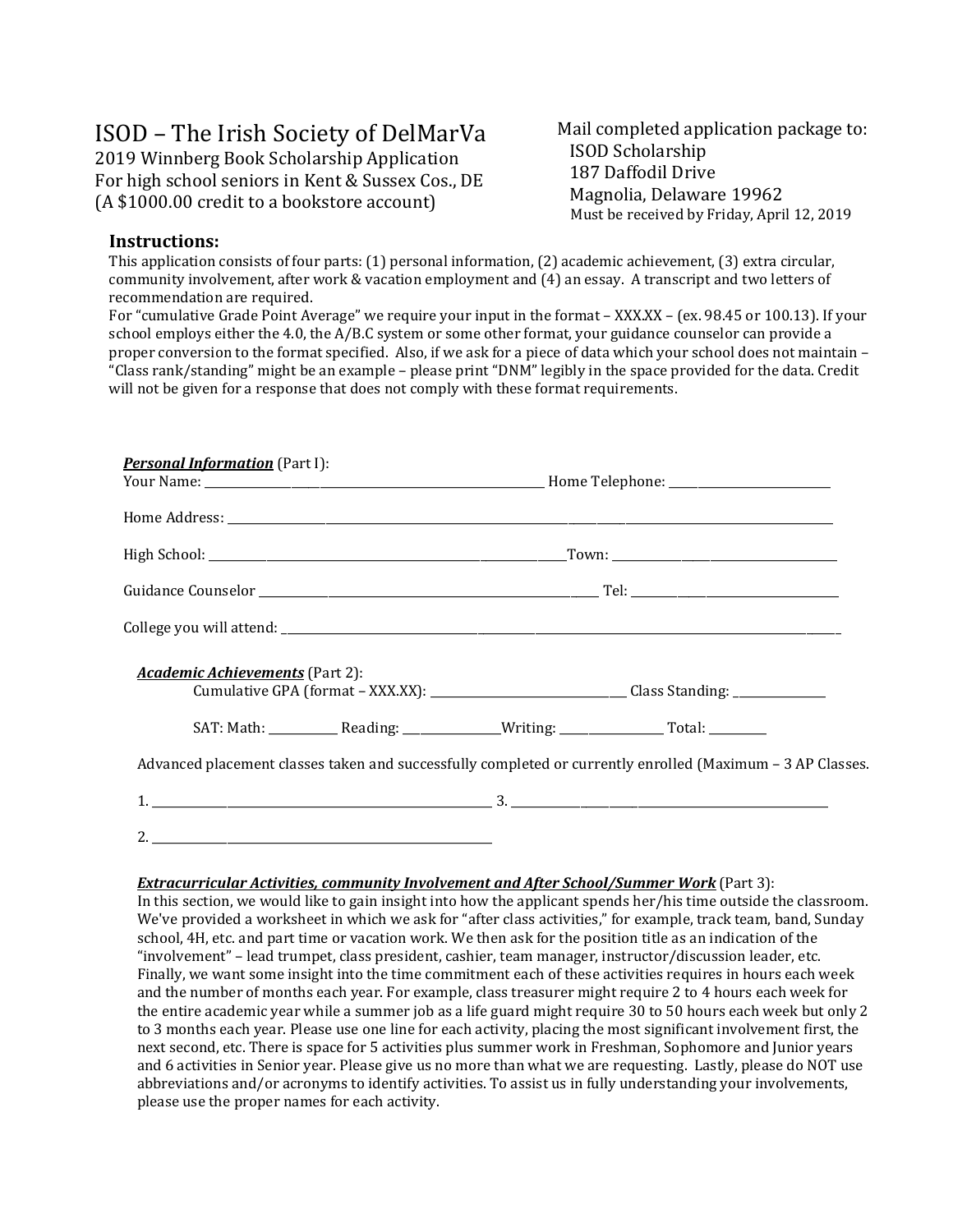# ISOD – The Irish Society of DelMarVa

2019 Winnberg Book Scholarship Application
For high school seniors in Kent & Sussex Cos., DE
(A $1000.00 credit to a bookstore account)

Mail completed application package to:
ISOD Scholarship
187 Daffodil Drive
Magnolia, Delaware 19962
Must be received by Friday, April 12, 2019

## Instructions:

This application consists of four parts: (1) personal information, (2) academic achievement, (3) extra circular, community involvement, after work & vacation employment and (4) an essay. A transcript and two letters of recommendation are required.

For "cumulative Grade Point Average" we require your input in the format – XXX.XX – (ex. 98.45 or 100.13). If your school employs either the 4.0, the A/B.C system or some other format, your guidance counselor can provide a proper conversion to the format specified. Also, if we ask for a piece of data which your school does not maintain – "Class rank/standing" might be an example – please print "DNM" legibly in the space provided for the data. Credit will not be given for a response that does not comply with these format requirements.

***Personal Information*** (Part I):

Your Name: ______________________________ Home Telephone: ________________

Home Address: ______________________________________________________________

High School: ______________________________Town: ________________________

Guidance Counselor ______________________________ Tel: ____________________

College you will attend: _____________________________________________________

***Academic Achievements*** (Part 2):

Cumulative GPA (format – XXX.XX): ____________________ Class Standing: __________

SAT: Math: ________ Reading: __________Writing: __________ Total: ______

Advanced placement classes taken and successfully completed or currently enrolled (Maximum – 3 AP Classes.

1. ______________________________ 3. ______________________________

2. ______________________________

***Extracurricular Activities, community Involvement and After School/Summer Work*** (Part 3):

In this section, we would like to gain insight into how the applicant spends her/his time outside the classroom. We've provided a worksheet in which we ask for "after class activities," for example, track team, band, Sunday school, 4H, etc. and part time or vacation work. We then ask for the position title as an indication of the "involvement" – lead trumpet, class president, cashier, team manager, instructor/discussion leader, etc. Finally, we want some insight into the time commitment each of these activities requires in hours each week and the number of months each year. For example, class treasurer might require 2 to 4 hours each week for the entire academic year while a summer job as a life guard might require 30 to 50 hours each week but only 2 to 3 months each year. Please use one line for each activity, placing the most significant involvement first, the next second, etc. There is space for 5 activities plus summer work in Freshman, Sophomore and Junior years and 6 activities in Senior year. Please give us no more than what we are requesting. Lastly, please do NOT use abbreviations and/or acronyms to identify activities. To assist us in fully understanding your involvements, please use the proper names for each activity.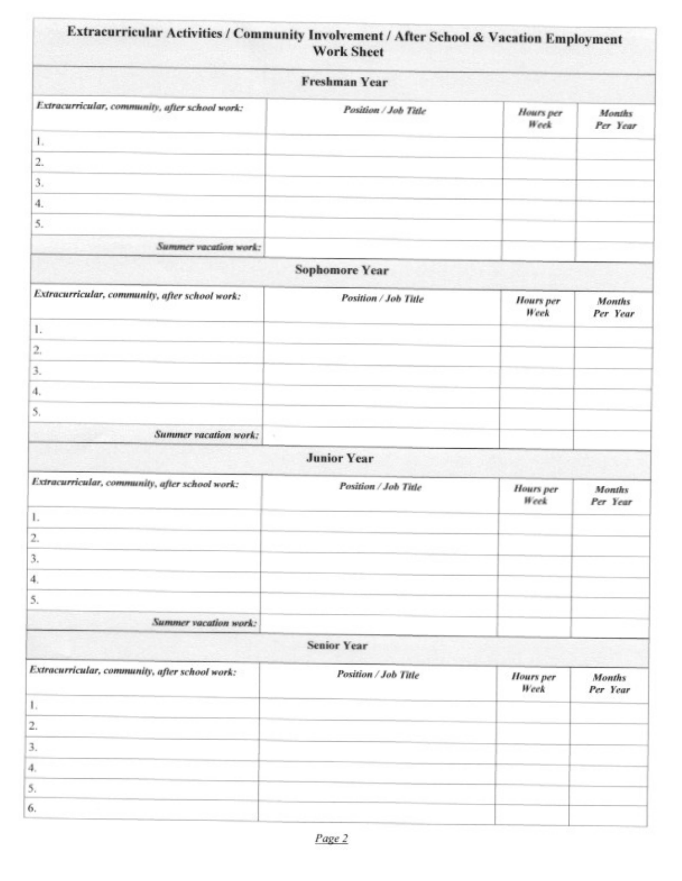# Extracurricular Activities / Community Involvement / After School & Vacation Employment Work Sheet

## Freshman Year

| *Extracurricular, community, after school work:* | *Position / Job Title* | *Hours per Week* | *Months Per Year* |
|---|---|---|---|
| 1. | | | |
| 2. | | | |
| 3. | | | |
| 4. | | | |
| 5. | | | |
| ***Summer vacation work:*** | | | |

## Sophomore Year

| *Extracurricular, community, after school work:* | *Position / Job Title* | *Hours per Week* | *Months Per Year* |
|---|---|---|---|
| 1. | | | |
| 2. | | | |
| 3. | | | |
| 4. | | | |
| 5. | | | |
| ***Summer vacation work:*** | | | |

## Junior Year

| *Extracurricular, community, after school work:* | *Position / Job Title* | *Hours per Week* | *Months Per Year* |
|---|---|---|---|
| 1. | | | |
| 2. | | | |
| 3. | | | |
| 4. | | | |
| 5. | | | |
| ***Summer vacation work:*** | | | |

## Senior Year

| *Extracurricular, community, after school work:* | *Position / Job Title* | *Hours per Week* | *Months Per Year* |
|---|---|---|---|
| 1. | | | |
| 2. | | | |
| 3. | | | |
| 4. | | | |
| 5. | | | |
| 6. | | | |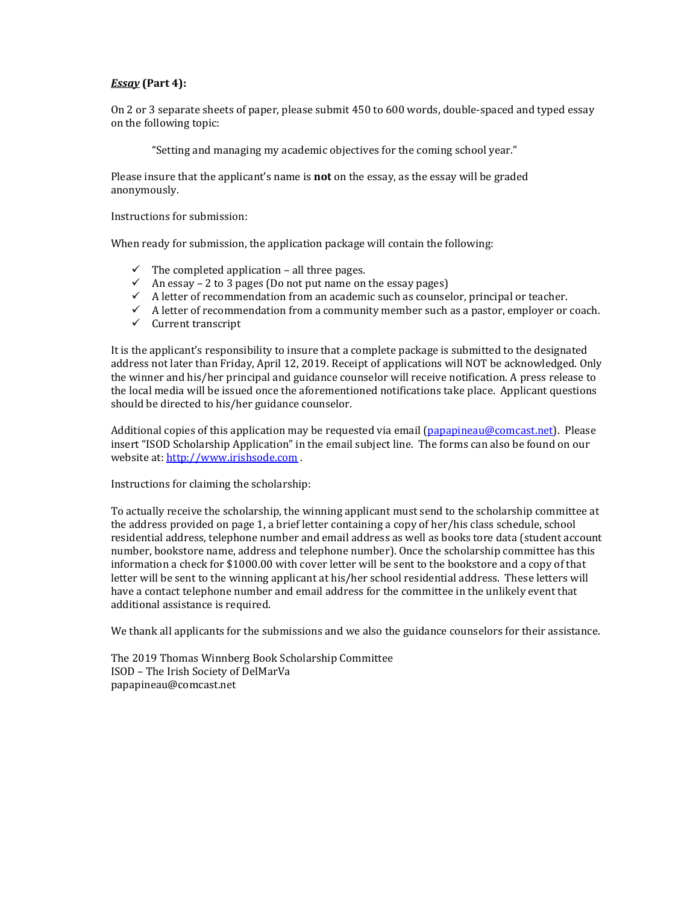***Essay*** **(Part 4):**

On 2 or 3 separate sheets of paper, please submit 450 to 600 words, double-spaced and typed essay on the following topic:

> "Setting and managing my academic objectives for the coming school year."

Please insure that the applicant's name is **not** on the essay, as the essay will be graded anonymously.

Instructions for submission:

When ready for submission, the application package will contain the following:

- ✓ The completed application – all three pages.
- ✓ An essay – 2 to 3 pages (Do not put name on the essay pages)
- ✓ A letter of recommendation from an academic such as counselor, principal or teacher.
- ✓ A letter of recommendation from a community member such as a pastor, employer or coach.
- ✓ Current transcript

It is the applicant's responsibility to insure that a complete package is submitted to the designated address not later than Friday, April 12, 2019. Receipt of applications will NOT be acknowledged. Only the winner and his/her principal and guidance counselor will receive notification. A press release to the local media will be issued once the aforementioned notifications take place. Applicant questions should be directed to his/her guidance counselor.

Additional copies of this application may be requested via email (papapineau@comcast.net). Please insert "ISOD Scholarship Application" in the email subject line. The forms can also be found on our website at: http://www.irishsode.com .

Instructions for claiming the scholarship:

To actually receive the scholarship, the winning applicant must send to the scholarship committee at the address provided on page 1, a brief letter containing a copy of her/his class schedule, school residential address, telephone number and email address as well as books tore data (student account number, bookstore name, address and telephone number). Once the scholarship committee has this information a check for $1000.00 with cover letter will be sent to the bookstore and a copy of that letter will be sent to the winning applicant at his/her school residential address. These letters will have a contact telephone number and email address for the committee in the unlikely event that additional assistance is required.

We thank all applicants for the submissions and we also the guidance counselors for their assistance.

The 2019 Thomas Winnberg Book Scholarship Committee
ISOD – The Irish Society of DelMarVa
papapineau@comcast.net